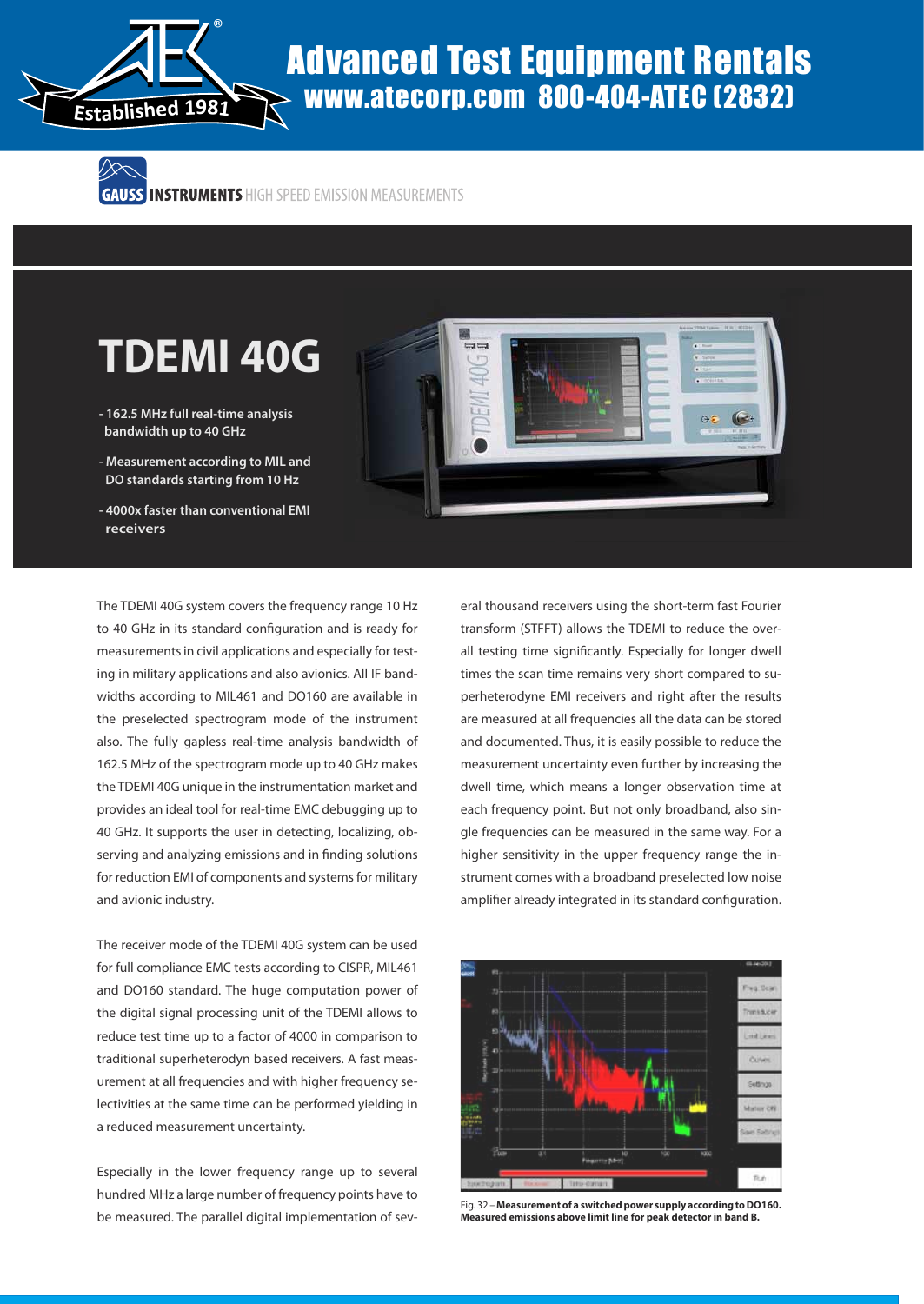Advanced Test Equipment Rentals
www.atecorp.com 800-404-ATEC (2832)

Established 1981

GAUSS INSTRUMENTS HIGH SPEED EMISSION MEASUREMENTS

# TDEMI 40G

- 162.5 MHz full real-time analysis bandwidth up to 40 GHz
- Measurement according to MIL and DO standards starting from 10 Hz
- 4000x faster than conventional EMI receivers

The TDEMI 40G system covers the frequency range 10 Hz to 40 GHz in its standard configuration and is ready for measurements in civil applications and especially for testing in military applications and also avionics. All IF bandwidths according to MIL461 and DO160 are available in the preselected spectrogram mode of the instrument also. The fully gapless real-time analysis bandwidth of 162.5 MHz of the spectrogram mode up to 40 GHz makes the TDEMI 40G unique in the instrumentation market and provides an ideal tool for real-time EMC debugging up to 40 GHz. It supports the user in detecting, localizing, observing and analyzing emissions and in finding solutions for reduction EMI of components and systems for military and avionic industry.

The receiver mode of the TDEMI 40G system can be used for full compliance EMC tests according to CISPR, MIL461 and DO160 standard. The huge computation power of the digital signal processing unit of the TDEMI allows to reduce test time up to a factor of 4000 in comparison to traditional superheterodyn based receivers. A fast measurement at all frequencies and with higher frequency selectivities at the same time can be performed yielding in a reduced measurement uncertainty.

Especially in the lower frequency range up to several hundred MHz a large number of frequency points have to be measured. The parallel digital implementation of several thousand receivers using the short-term fast Fourier transform (STFFT) allows the TDEMI to reduce the overall testing time significantly. Especially for longer dwell times the scan time remains very short compared to superheterodyne EMI receivers and right after the results are measured at all frequencies all the data can be stored and documented. Thus, it is easily possible to reduce the measurement uncertainty even further by increasing the dwell time, which means a longer observation time at each frequency point. But not only broadband, also single frequencies can be measured in the same way. For a higher sensitivity in the upper frequency range the instrument comes with a broadband preselected low noise amplifier already integrated in its standard configuration.

Fig. 32 – **Measurement of a switched power supply according to DO160. Measured emissions above limit line for peak detector in band B.**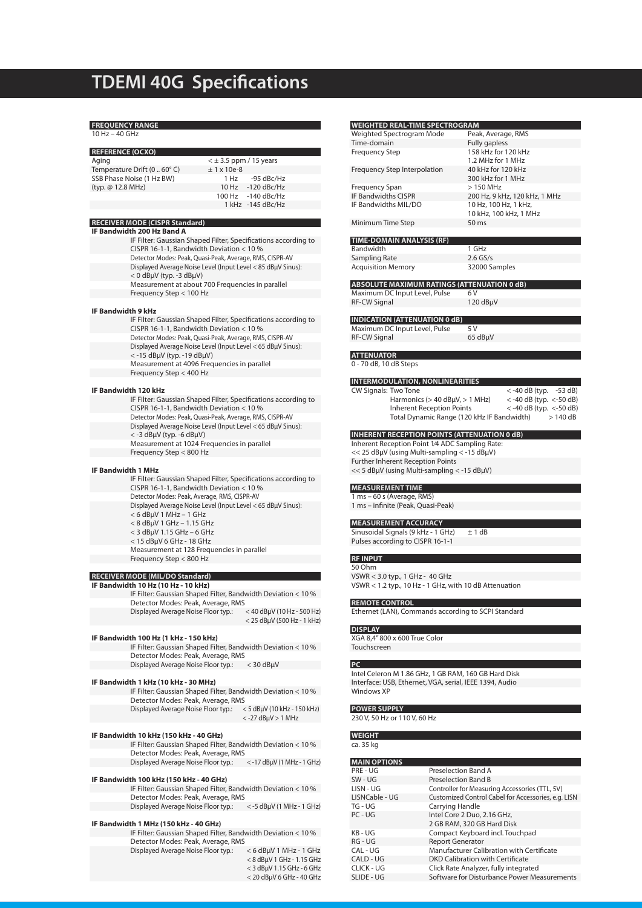# TDEMI 40G Specifications

## FREQUENCY RANGE

10 Hz – 40 GHz

## REFERENCE (OCXO)

| | | |
|---|---|---|
| Aging | < ± 3.5 ppm / 15 years | |
| Temperature Drift (0 .. 60° C) | ± 1 x 10e-8 | |
| SSB Phase Noise (1 Hz BW) | 1 Hz | -95 dBc/Hz |
| (typ. @ 12.8 MHz) | 10 Hz | -120 dBc/Hz |
| | 100 Hz | -140 dBc/Hz |
| | 1 kHz | -145 dBc/Hz |

## RECEIVER MODE (CISPR Standard)

**IF Bandwidth 200 Hz Band A**

IF Filter: Gaussian Shaped Filter, Specifications according to CISPR 16-1-1, Bandwidth Deviation < 10 %
Detector Modes: Peak, Quasi-Peak, Average, RMS, CISPR-AV
Displayed Average Noise Level (Input Level < 85 dBµV Sinus): < 0 dBµV (typ. -3 dBµV)
Measurement at about 700 Frequencies in parallel
Frequency Step < 100 Hz

**IF Bandwidth 9 kHz**

IF Filter: Gaussian Shaped Filter, Specifications according to CISPR 16-1-1, Bandwidth Deviation < 10 %
Detector Modes: Peak, Quasi-Peak, Average, RMS, CISPR-AV
Displayed Average Noise Level (Input Level < 65 dBµV Sinus): < -15 dBµV (typ. -19 dBµV)
Measurement at 4096 Frequencies in parallel
Frequency Step < 400 Hz

**IF Bandwidth 120 kHz**

IF Filter: Gaussian Shaped Filter, Specifications according to CISPR 16-1-1, Bandwidth Deviation < 10 %
Detector Modes: Peak, Quasi-Peak, Average, RMS, CISPR-AV
Displayed Average Noise Level (Input Level < 65 dBµV Sinus): < -3 dBµV (typ. -6 dBµV)
Measurement at 1024 Frequencies in parallel
Frequency Step < 800 Hz

**IF Bandwidth 1 MHz**

IF Filter: Gaussian Shaped Filter, Specifications according to CISPR 16-1-1, Bandwidth Deviation < 10 %
Detector Modes: Peak, Average, RMS, CISPR-AV
Displayed Average Noise Level (Input Level < 65 dBµV Sinus):
< 6 dBµV 1 MHz – 1 GHz
< 8 dBµV 1 GHz – 1.15 GHz
< 3 dBµV 1.15 GHz – 6 GHz
< 15 dBµV 6 GHz - 18 GHz
Measurement at 128 Frequencies in parallel
Frequency Step < 800 Hz

## RECEIVER MODE (MIL/DO Standard)

**IF Bandwidth 10 Hz (10 Hz - 10 kHz)**

IF Filter: Gaussian Shaped Filter, Bandwidth Deviation < 10 %
Detector Modes: Peak, Average, RMS
Displayed Average Noise Floor typ.: < 40 dBµV (10 Hz - 500 Hz); < 25 dBµV (500 Hz - 1 kHz)

**IF Bandwidth 100 Hz (1 kHz - 150 kHz)**

IF Filter: Gaussian Shaped Filter, Bandwidth Deviation < 10 %
Detector Modes: Peak, Average, RMS
Displayed Average Noise Floor typ.: < 30 dBµV

**IF Bandwidth 1 kHz (10 kHz - 30 MHz)**

IF Filter: Gaussian Shaped Filter, Bandwidth Deviation < 10 %
Detector Modes: Peak, Average, RMS
Displayed Average Noise Floor typ.: < 5 dBµV (10 kHz - 150 kHz); < -27 dBµV > 1 MHz

**IF Bandwidth 10 kHz (150 kHz - 40 GHz)**

IF Filter: Gaussian Shaped Filter, Bandwidth Deviation < 10 %
Detector Modes: Peak, Average, RMS
Displayed Average Noise Floor typ.: < -17 dBµV (1 MHz - 1 GHz)

**IF Bandwidth 100 kHz (150 kHz - 40 GHz)**

IF Filter: Gaussian Shaped Filter, Bandwidth Deviation < 10 %
Detector Modes: Peak, Average, RMS
Displayed Average Noise Floor typ.: < -5 dBµV (1 MHz - 1 GHz)

**IF Bandwidth 1 MHz (150 kHz - 40 GHz)**

IF Filter: Gaussian Shaped Filter, Bandwidth Deviation < 10 %
Detector Modes: Peak, Average, RMS
Displayed Average Noise Floor typ.:
< 6 dBµV 1 MHz - 1 GHz
< 8 dBµV 1 GHz - 1.15 GHz
< 3 dBµV 1.15 GHz - 6 GHz
< 20 dBµV 6 GHz - 40 GHz

## WEIGHTED REAL-TIME SPECTROGRAM

| | |
|---|---|
| Weighted Spectrogram Mode | Peak, Average, RMS |
| Time-domain | Fully gapless |
| Frequency Step | 158 kHz for 120 kHz<br>1.2 MHz for 1 MHz |
| Frequency Step Interpolation | 40 kHz for 120 kHz<br>300 kHz for 1 MHz |
| Frequency Span | > 150 MHz |
| IF Bandwidths CISPR | 200 Hz, 9 kHz, 120 kHz, 1 MHz |
| IF Bandwidths MIL/DO | 10 Hz, 100 Hz, 1 kHz,<br>10 kHz, 100 kHz, 1 MHz |
| Minimum Time Step | 50 ms |

## TIME-DOMAIN ANALYSIS (RF)

| | |
|---|---|
| Bandwidth | 1 GHz |
| Sampling Rate | 2.6 GS/s |
| Acquisition Memory | 32000 Samples |

## ABSOLUTE MAXIMUM RATINGS (ATTENUATION 0 dB)

| | |
|---|---|
| Maximum DC Input Level, Pulse | 6 V |
| RF-CW Signal | 120 dBµV |

## INDICATION (ATTENUATION 0 dB)

| | |
|---|---|
| Maximum DC Input Level, Pulse | 5 V |
| RF-CW Signal | 65 dBµV |

## ATTENUATOR

0 - 70 dB, 10 dB Steps

## INTERMODULATION, NONLINEARITIES

| | |
|---|---|
| CW Signals: Two Tone | < -40 dB (typ. -53 dB) |
| Harmonics (> 40 dBµV, > 1 MHz) | < -40 dB (typ. <-50 dB) |
| Inherent Reception Points | < -40 dB (typ. <-50 dB) |
| Total Dynamic Range (120 kHz IF Bandwidth) | > 140 dB |

## INHERENT RECEPTION POINTS (ATTENUATION 0 dB)

Inherent Reception Point 1/4 ADC Sampling Rate:
<< 25 dBµV (using Multi-sampling < -15 dBµV)
Further Inherent Reception Points
<< 5 dBµV (using Multi-sampling < -15 dBµV)

## MEASUREMENT TIME

1 ms – 60 s (Average, RMS)
1 ms – infinite (Peak, Quasi-Peak)

## MEASUREMENT ACCURACY

Sinusoidal Signals (9 kHz - 1 GHz) ± 1 dB
Pulses according to CISPR 16-1-1

## RF INPUT

50 Ohm
VSWR < 3.0 typ., 1 GHz - 40 GHz
VSWR < 1.2 typ., 10 Hz - 1 GHz, with 10 dB Attenuation

## REMOTE CONTROL

Ethernet (LAN), Commands according to SCPI Standard

## DISPLAY

XGA 8,4" 800 x 600 True Color
Touchscreen

## PC

Intel Celeron M 1.86 GHz, 1 GB RAM, 160 GB Hard Disk
Interface: USB, Ethernet, VGA, serial, IEEE 1394, Audio
Windows XP

## POWER SUPPLY

230 V, 50 Hz or 110 V, 60 Hz

## WEIGHT

ca. 35 kg

## MAIN OPTIONS

| | |
|---|---|
| PRE - UG | Preselection Band A |
| SW - UG | Preselection Band B |
| LISN - UG | Controller for Measuring Accessories (TTL, 5V) |
| LISNCable - UG | Customized Control Cabel for Accessories, e.g. LISN |
| TG - UG | Carrying Handle |
| PC - UG | Intel Core 2 Duo, 2.16 GHz,<br>2 GB RAM, 320 GB Hard Disk |
| KB - UG | Compact Keyboard incl. Touchpad |
| RG - UG | Report Generator |
| CAL - UG | Manufacturer Calibration with Certificate |
| CALD - UG | DKD Calibration with Certificate |
| CLICK - UG | Click Rate Analyzer, fully integrated |
| SLIDE - UG | Software for Disturbance Power Measurements |